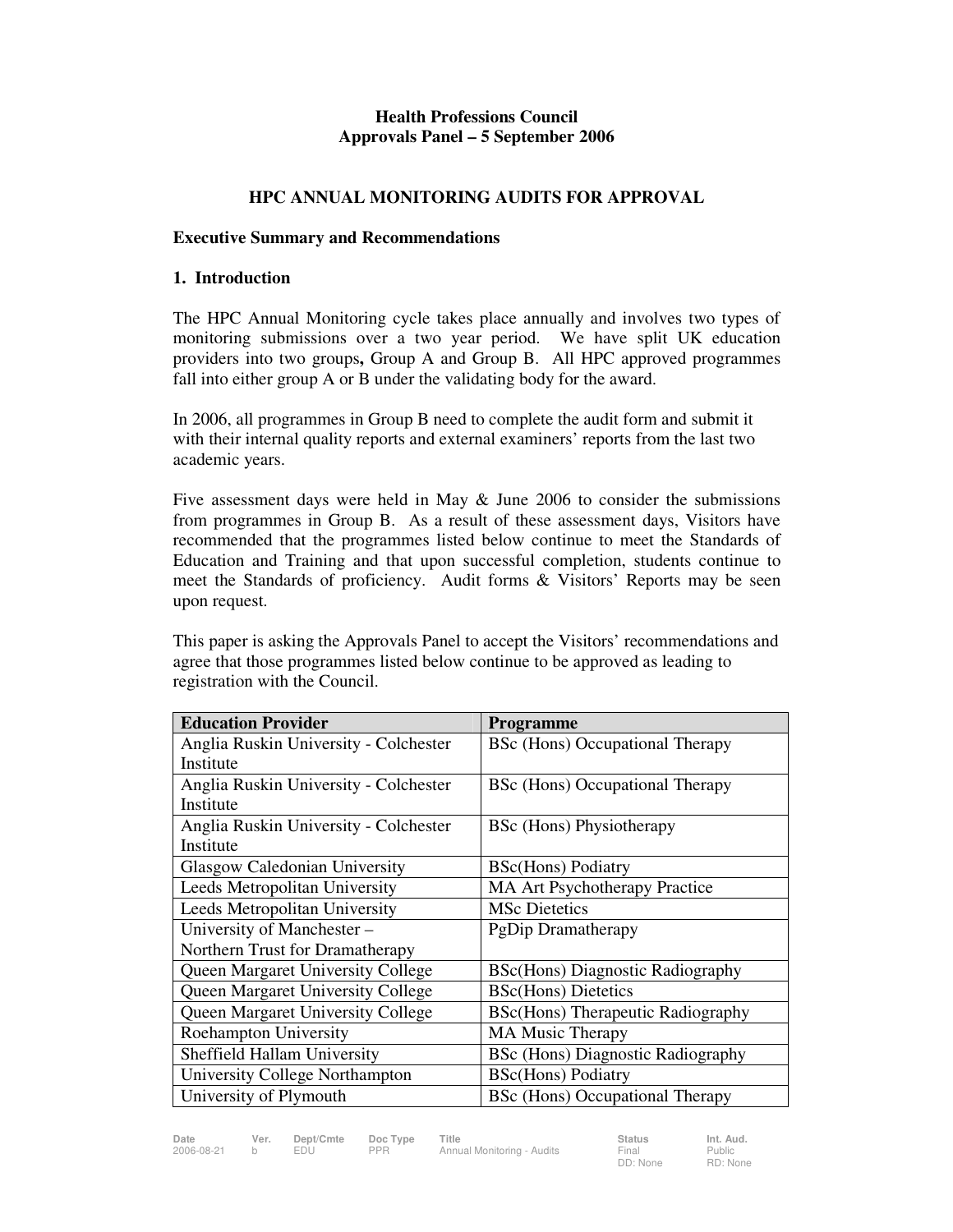**Health Professions Council**
**Approvals Panel – 5 September 2006**

## HPC ANNUAL MONITORING AUDITS FOR APPROVAL

### Executive Summary and Recommendations

### 1. Introduction

The HPC Annual Monitoring cycle takes place annually and involves two types of monitoring submissions over a two year period. We have split UK education providers into two groups**,** Group A and Group B. All HPC approved programmes fall into either group A or B under the validating body for the award.

In 2006, all programmes in Group B need to complete the audit form and submit it with their internal quality reports and external examiners' reports from the last two academic years.

Five assessment days were held in May & June 2006 to consider the submissions from programmes in Group B. As a result of these assessment days, Visitors have recommended that the programmes listed below continue to meet the Standards of Education and Training and that upon successful completion, students continue to meet the Standards of proficiency. Audit forms & Visitors' Reports may be seen upon request.

This paper is asking the Approvals Panel to accept the Visitors' recommendations and agree that those programmes listed below continue to be approved as leading to registration with the Council.

| Education Provider | Programme |
|---|---|
| Anglia Ruskin University - Colchester Institute | BSc (Hons) Occupational Therapy |
| Anglia Ruskin University - Colchester Institute | BSc (Hons) Occupational Therapy |
| Anglia Ruskin University - Colchester Institute | BSc (Hons) Physiotherapy |
| Glasgow Caledonian University | BSc(Hons) Podiatry |
| Leeds Metropolitan University | MA Art Psychotherapy Practice |
| Leeds Metropolitan University | MSc Dietetics |
| University of Manchester – Northern Trust for Dramatherapy | PgDip Dramatherapy |
| Queen Margaret University College | BSc(Hons) Diagnostic Radiography |
| Queen Margaret University College | BSc(Hons) Dietetics |
| Queen Margaret University College | BSc(Hons) Therapeutic Radiography |
| Roehampton University | MA Music Therapy |
| Sheffield Hallam University | BSc (Hons) Diagnostic Radiography |
| University College Northampton | BSc(Hons) Podiatry |
| University of Plymouth | BSc (Hons) Occupational Therapy |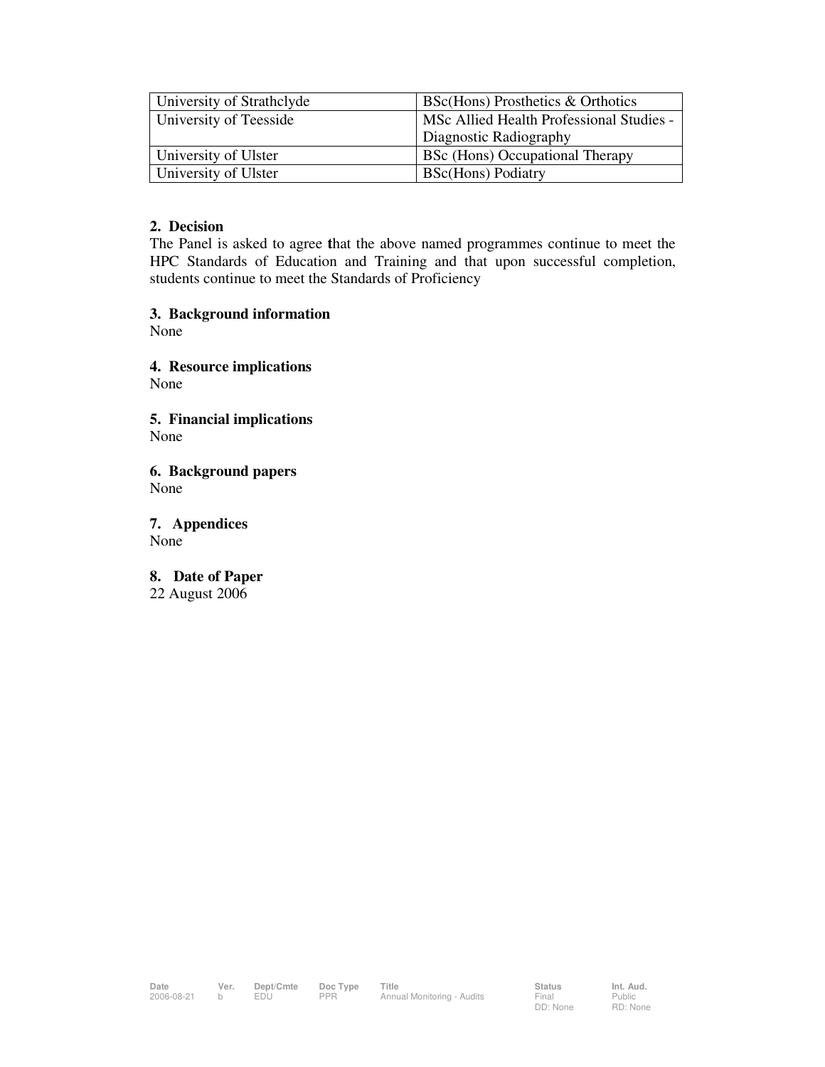| | |
|---|---|
| University of Strathclyde | BSc(Hons) Prosthetics & Orthotics |
| University of Teesside | MSc Allied Health Professional Studies - Diagnostic Radiography |
| University of Ulster | BSc (Hons) Occupational Therapy |
| University of Ulster | BSc(Hons) Podiatry |

**2. Decision**

The Panel is asked to agree that the above named programmes continue to meet the HPC Standards of Education and Training and that upon successful completion, students continue to meet the Standards of Proficiency

**3. Background information**

None

**4. Resource implications**

None

**5. Financial implications**

None

**6. Background papers**

None

**7. Appendices**

None

**8. Date of Paper**

22 August 2006